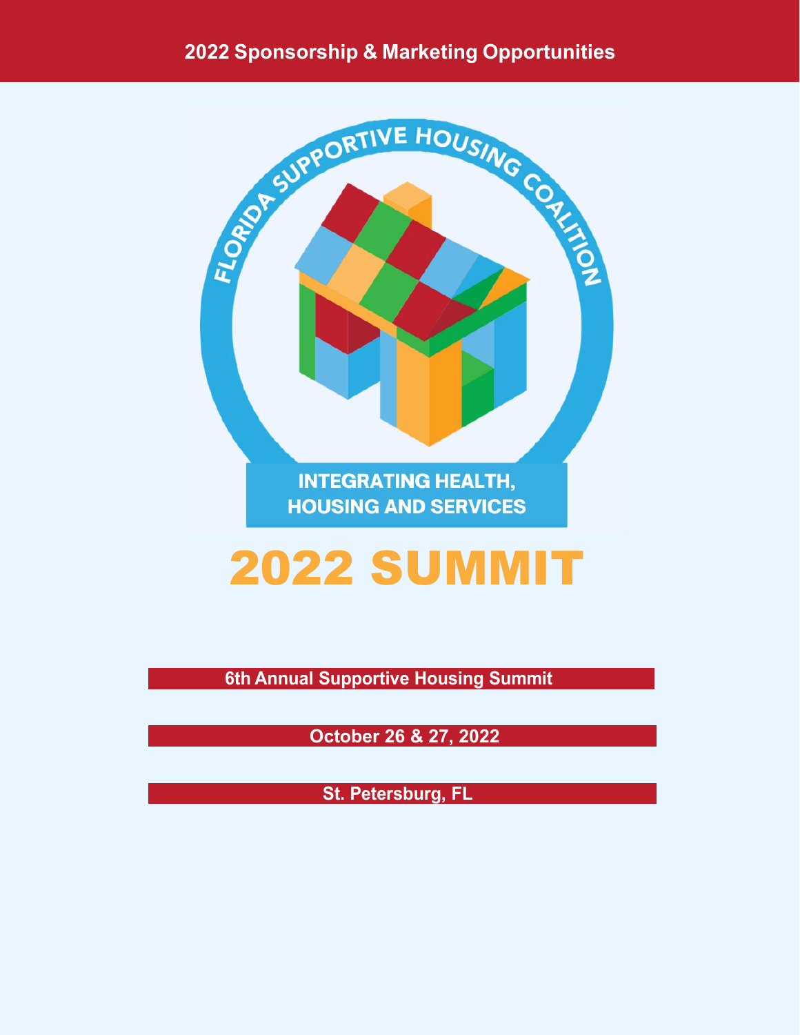## 2022 Sponsorship & Marketing Opportunities

FLORIDA SUPPORTIVE HOUSING COALITION

INTEGRATING HEALTH, HOUSING AND SERVICES

# 2022 SUMMIT

**6th Annual Supportive Housing Summit**

**October 26 & 27, 2022**

**St. Petersburg, FL**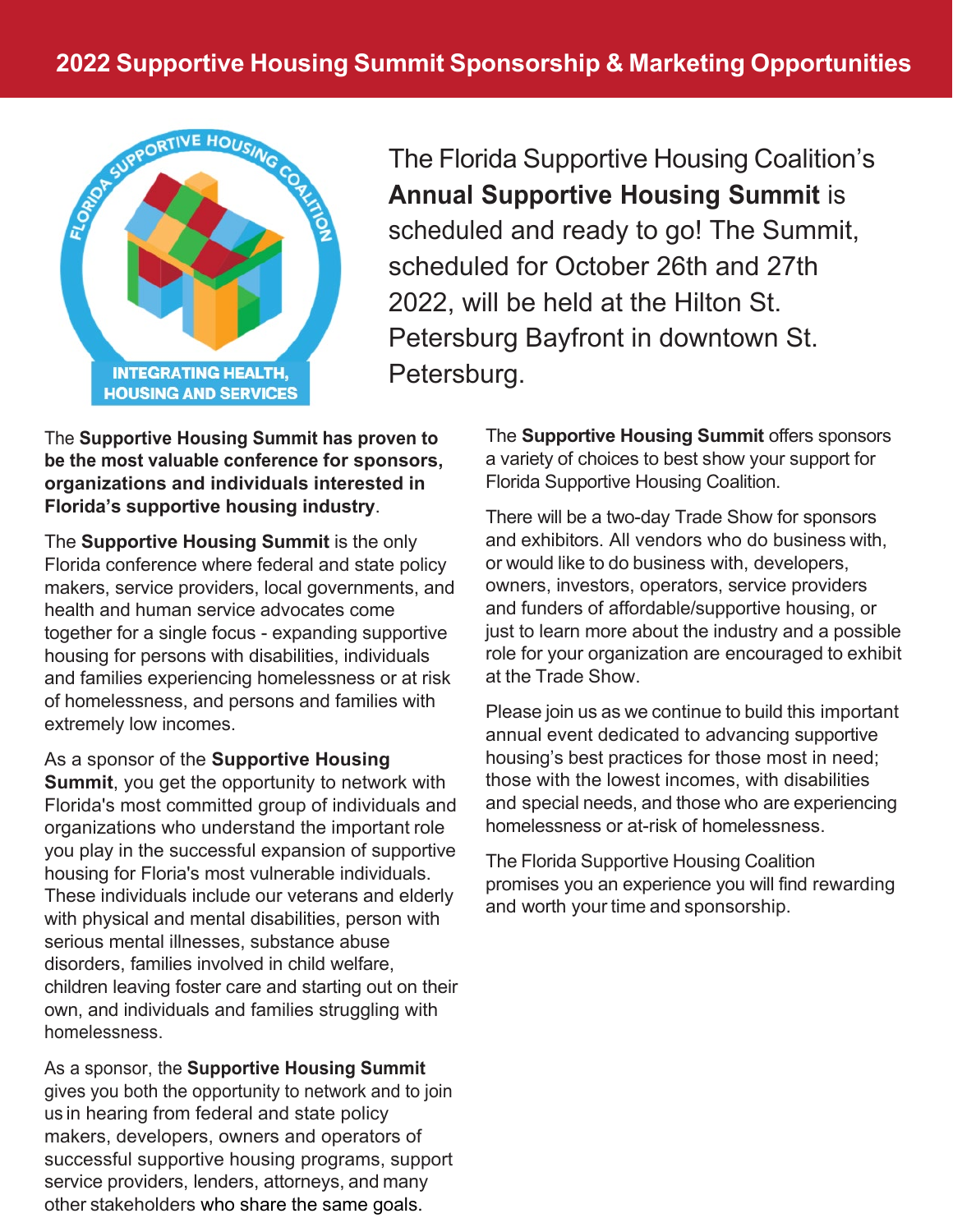# 2022 Supportive Housing Summit Sponsorship & Marketing Opportunities

FLORIDA SUPPORTIVE HOUSING COALITION

INTEGRATING HEALTH, HOUSING AND SERVICES

The Florida Supportive Housing Coalition's **Annual Supportive Housing Summit** is scheduled and ready to go! The Summit, scheduled for October 26th and 27th 2022, will be held at the Hilton St. Petersburg Bayfront in downtown St. Petersburg.

The **Supportive Housing Summit has proven to be the most valuable conference for sponsors, organizations and individuals interested in Florida's supportive housing industry**.

The **Supportive Housing Summit** is the only Florida conference where federal and state policy makers, service providers, local governments, and health and human service advocates come together for a single focus - expanding supportive housing for persons with disabilities, individuals and families experiencing homelessness or at risk of homelessness, and persons and families with extremely low incomes.

As a sponsor of the **Supportive Housing Summit**, you get the opportunity to network with Florida's most committed group of individuals and organizations who understand the important role you play in the successful expansion of supportive housing for Floria's most vulnerable individuals. These individuals include our veterans and elderly with physical and mental disabilities, person with serious mental illnesses, substance abuse disorders, families involved in child welfare, children leaving foster care and starting out on their own, and individuals and families struggling with homelessness.

As a sponsor, the **Supportive Housing Summit** gives you both the opportunity to network and to join us in hearing from federal and state policy makers, developers, owners and operators of successful supportive housing programs, support service providers, lenders, attorneys, and many other stakeholders who share the same goals.

The **Supportive Housing Summit** offers sponsors a variety of choices to best show your support for Florida Supportive Housing Coalition.

There will be a two-day Trade Show for sponsors and exhibitors. All vendors who do business with, or would like to do business with, developers, owners, investors, operators, service providers and funders of affordable/supportive housing, or just to learn more about the industry and a possible role for your organization are encouraged to exhibit at the Trade Show.

Please join us as we continue to build this important annual event dedicated to advancing supportive housing's best practices for those most in need; those with the lowest incomes, with disabilities and special needs, and those who are experiencing homelessness or at-risk of homelessness.

The Florida Supportive Housing Coalition promises you an experience you will find rewarding and worth your time and sponsorship.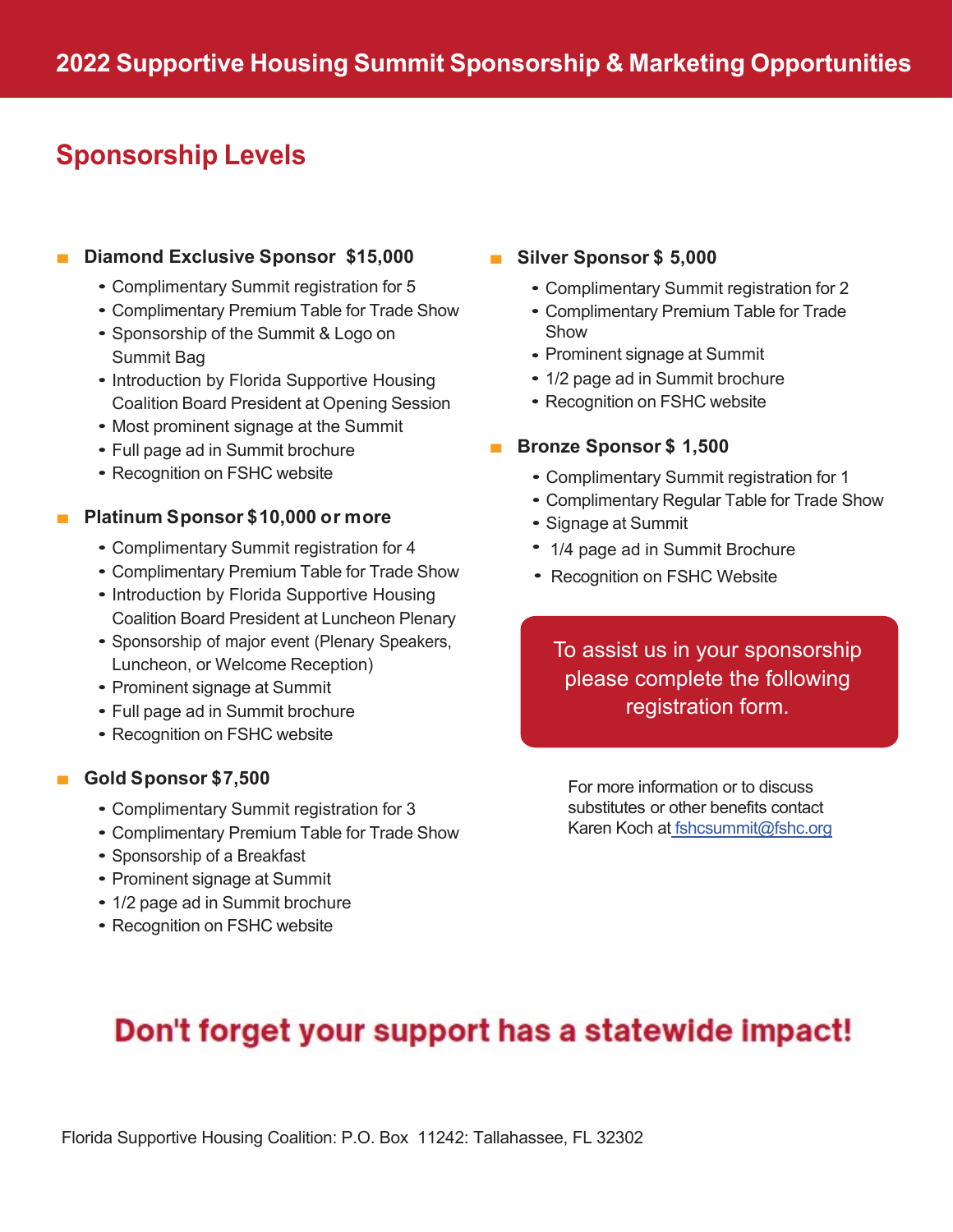# 2022 Supportive Housing Summit Sponsorship & Marketing Opportunities

## Sponsorship Levels

### Diamond Exclusive Sponsor $15,000

- Complimentary Summit registration for 5
- Complimentary Premium Table for Trade Show
- Sponsorship of the Summit & Logo on Summit Bag
- Introduction by Florida Supportive Housing Coalition Board President at Opening Session
- Most prominent signage at the Summit
- Full page ad in Summit brochure
- Recognition on FSHC website

### Platinum Sponsor $10,000 or more

- Complimentary Summit registration for 4
- Complimentary Premium Table for Trade Show
- Introduction by Florida Supportive Housing Coalition Board President at Luncheon Plenary
- Sponsorship of major event (Plenary Speakers, Luncheon, or Welcome Reception)
- Prominent signage at Summit
- Full page ad in Summit brochure
- Recognition on FSHC website

### Gold Sponsor $7,500

- Complimentary Summit registration for 3
- Complimentary Premium Table for Trade Show
- Sponsorship of a Breakfast
- Prominent signage at Summit
- 1/2 page ad in Summit brochure
- Recognition on FSHC website

### Silver Sponsor $ 5,000

- Complimentary Summit registration for 2
- Complimentary Premium Table for Trade Show
- Prominent signage at Summit
- 1/2 page ad in Summit brochure
- Recognition on FSHC website

### Bronze Sponsor $ 1,500

- Complimentary Summit registration for 1
- Complimentary Regular Table for Trade Show
- Signage at Summit
- 1/4 page ad in Summit Brochure
- Recognition on FSHC Website

**To assist us in your sponsorship please complete the following registration form.**

For more information or to discuss substitutes or other benefits contact Karen Koch at fshcsummit@fshc.org

**Don't forget your support has a statewide impact!**

Florida Supportive Housing Coalition: P.O. Box 11242: Tallahassee, FL 32302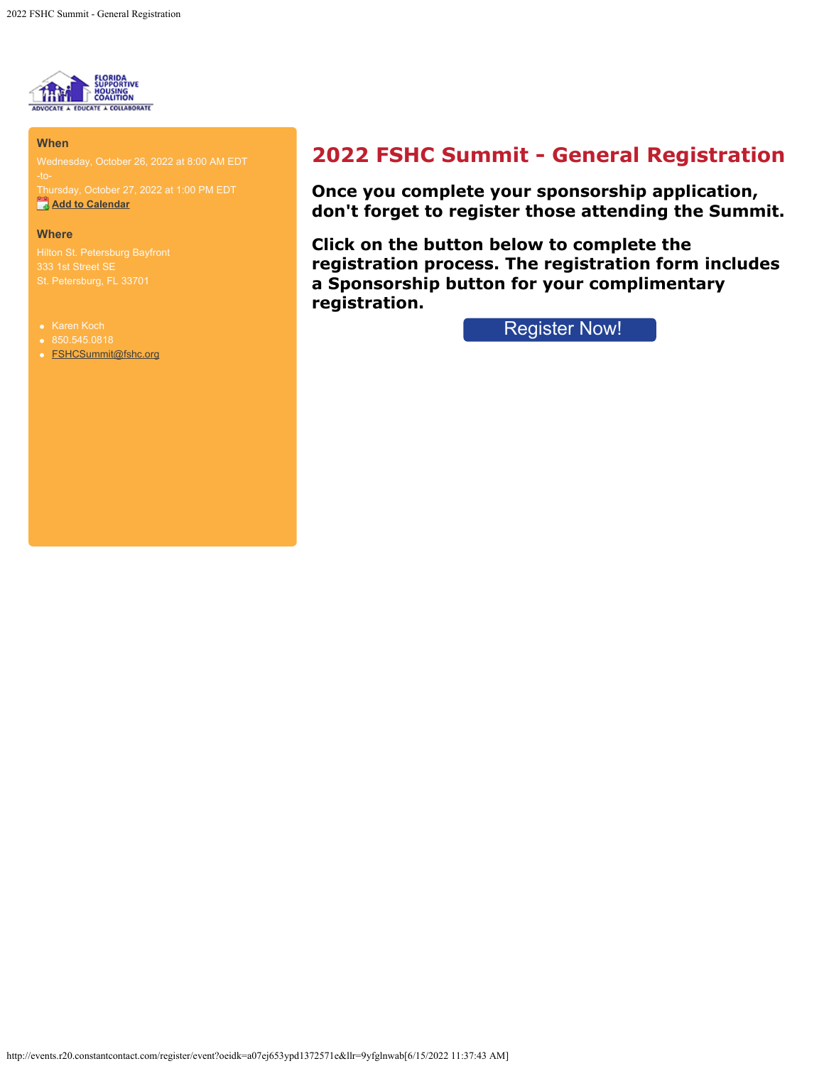FLORIDA SUPPORTIVE HOUSING COALITION
ADVOCATE ▲ EDUCATE ▲ COLLABORATE

**When**

Wednesday, October 26, 2022 at 8:00 AM EDT
-to-
Thursday, October 27, 2022 at 1:00 PM EDT
**Add to Calendar**

**Where**

Hilton St. Petersburg Bayfront
333 1st Street SE
St. Petersburg, FL 33701

- Karen Koch
- 850.545.0818
- FSHCSummit@fshc.org

# 2022 FSHC Summit - General Registration

**Once you complete your sponsorship application, don't forget to register those attending the Summit.**

**Click on the button below to complete the registration process. The registration form includes a Sponsorship button for your complimentary registration.**

Register Now!